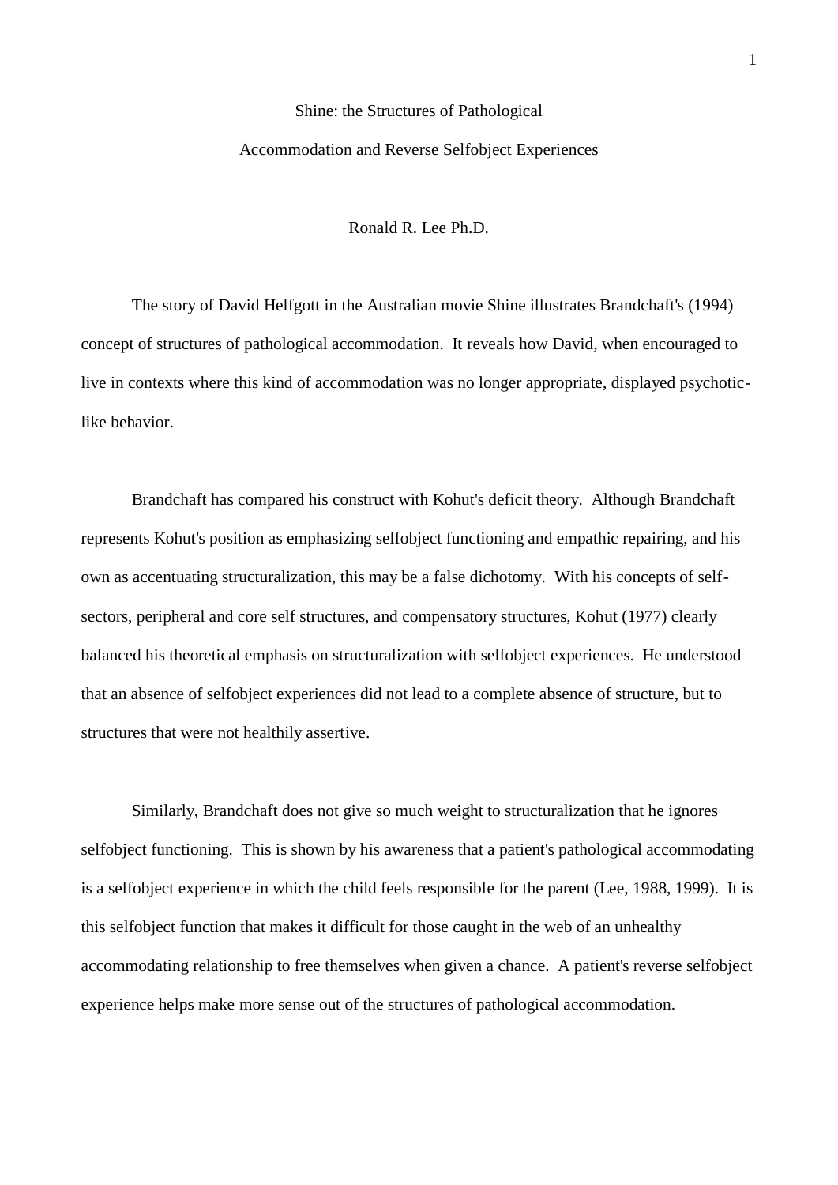# Shine: the Structures of Pathological Accommodation and Reverse Selfobject Experiences

Ronald R. Lee Ph.D.

The story of David Helfgott in the Australian movie Shine illustrates Brandchaft's (1994) concept of structures of pathological accommodation. It reveals how David, when encouraged to live in contexts where this kind of accommodation was no longer appropriate, displayed psychotic-like behavior.

Brandchaft has compared his construct with Kohut's deficit theory. Although Brandchaft represents Kohut's position as emphasizing selfobject functioning and empathic repairing, and his own as accentuating structuralization, this may be a false dichotomy. With his concepts of self-sectors, peripheral and core self structures, and compensatory structures, Kohut (1977) clearly balanced his theoretical emphasis on structuralization with selfobject experiences. He understood that an absence of selfobject experiences did not lead to a complete absence of structure, but to structures that were not healthily assertive.

Similarly, Brandchaft does not give so much weight to structuralization that he ignores selfobject functioning. This is shown by his awareness that a patient's pathological accommodating is a selfobject experience in which the child feels responsible for the parent (Lee, 1988, 1999). It is this selfobject function that makes it difficult for those caught in the web of an unhealthy accommodating relationship to free themselves when given a chance. A patient's reverse selfobject experience helps make more sense out of the structures of pathological accommodation.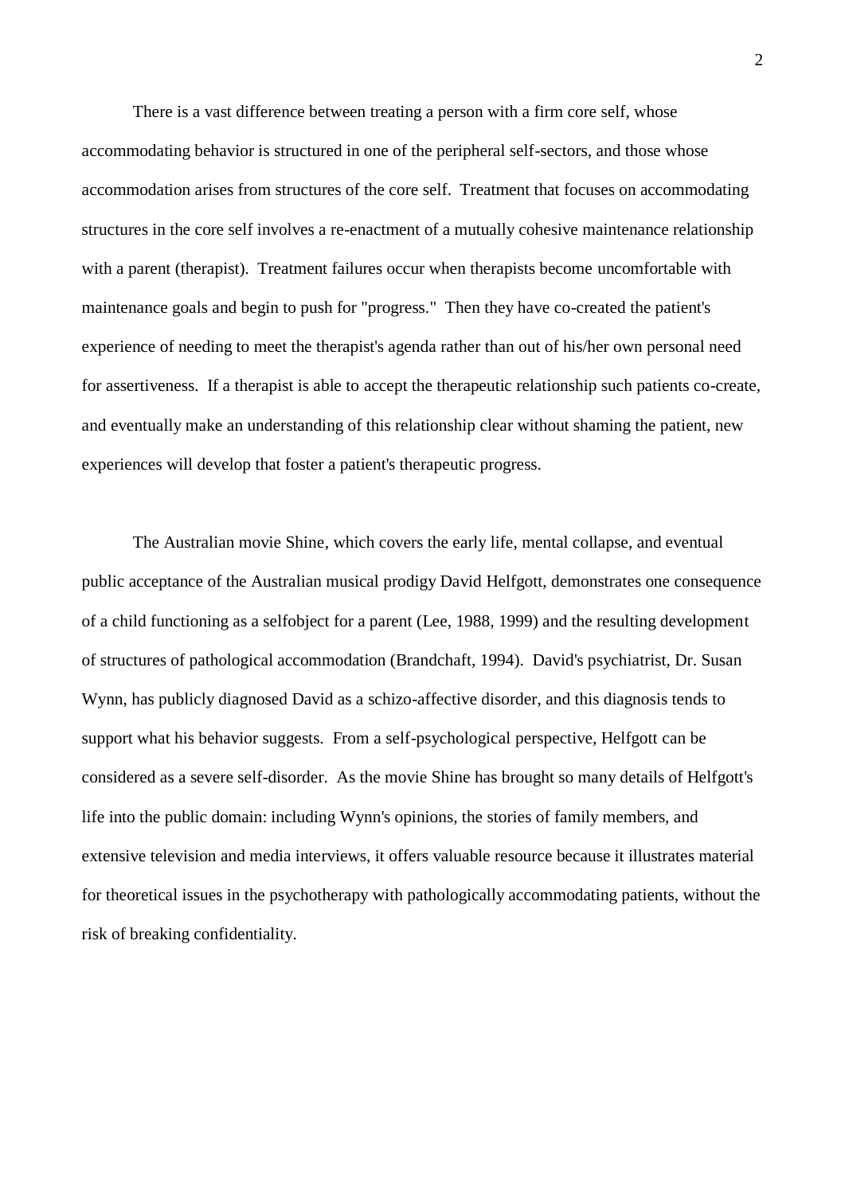There is a vast difference between treating a person with a firm core self, whose accommodating behavior is structured in one of the peripheral self-sectors, and those whose accommodation arises from structures of the core self. Treatment that focuses on accommodating structures in the core self involves a re-enactment of a mutually cohesive maintenance relationship with a parent (therapist). Treatment failures occur when therapists become uncomfortable with maintenance goals and begin to push for "progress." Then they have co-created the patient's experience of needing to meet the therapist's agenda rather than out of his/her own personal need for assertiveness. If a therapist is able to accept the therapeutic relationship such patients co-create, and eventually make an understanding of this relationship clear without shaming the patient, new experiences will develop that foster a patient's therapeutic progress.

The Australian movie Shine, which covers the early life, mental collapse, and eventual public acceptance of the Australian musical prodigy David Helfgott, demonstrates one consequence of a child functioning as a selfobject for a parent (Lee, 1988, 1999) and the resulting development of structures of pathological accommodation (Brandchaft, 1994). David's psychiatrist, Dr. Susan Wynn, has publicly diagnosed David as a schizo-affective disorder, and this diagnosis tends to support what his behavior suggests. From a self-psychological perspective, Helfgott can be considered as a severe self-disorder. As the movie Shine has brought so many details of Helfgott's life into the public domain: including Wynn's opinions, the stories of family members, and extensive television and media interviews, it offers valuable resource because it illustrates material for theoretical issues in the psychotherapy with pathologically accommodating patients, without the risk of breaking confidentiality.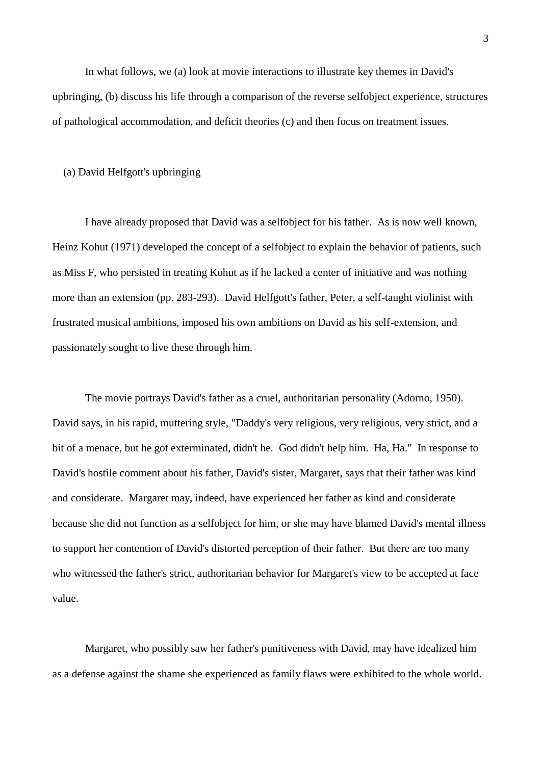In what follows, we (a) look at movie interactions to illustrate key themes in David's upbringing, (b) discuss his life through a comparison of the reverse selfobject experience, structures of pathological accommodation, and deficit theories (c) and then focus on treatment issues.

## (a) David Helfgott's upbringing

I have already proposed that David was a selfobject for his father. As is now well known, Heinz Kohut (1971) developed the concept of a selfobject to explain the behavior of patients, such as Miss F, who persisted in treating Kohut as if he lacked a center of initiative and was nothing more than an extension (pp. 283-293). David Helfgott's father, Peter, a self-taught violinist with frustrated musical ambitions, imposed his own ambitions on David as his self-extension, and passionately sought to live these through him.

The movie portrays David's father as a cruel, authoritarian personality (Adorno, 1950). David says, in his rapid, muttering style, "Daddy's very religious, very religious, very strict, and a bit of a menace, but he got exterminated, didn't he. God didn't help him. Ha, Ha." In response to David's hostile comment about his father, David's sister, Margaret, says that their father was kind and considerate. Margaret may, indeed, have experienced her father as kind and considerate because she did not function as a selfobject for him, or she may have blamed David's mental illness to support her contention of David's distorted perception of their father. But there are too many who witnessed the father's strict, authoritarian behavior for Margaret's view to be accepted at face value.

Margaret, who possibly saw her father's punitiveness with David, may have idealized him as a defense against the shame she experienced as family flaws were exhibited to the whole world.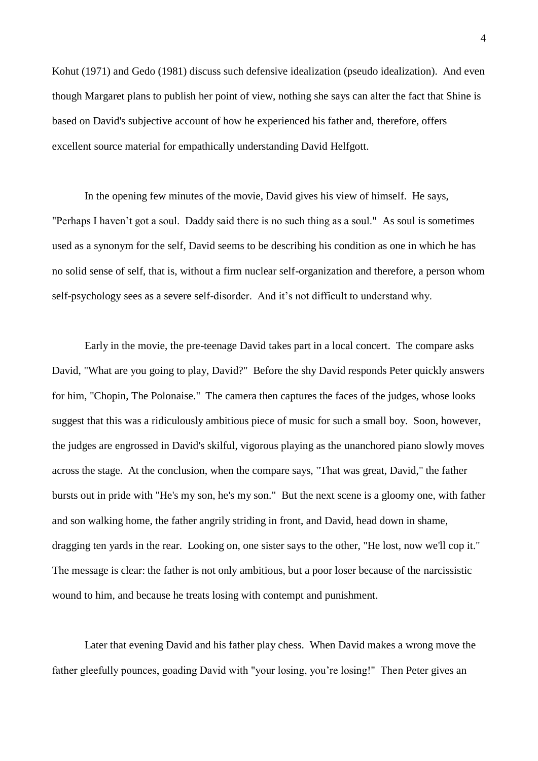Kohut (1971) and Gedo (1981) discuss such defensive idealization (pseudo idealization). And even though Margaret plans to publish her point of view, nothing she says can alter the fact that Shine is based on David's subjective account of how he experienced his father and, therefore, offers excellent source material for empathically understanding David Helfgott.

In the opening few minutes of the movie, David gives his view of himself. He says, "Perhaps I haven't got a soul. Daddy said there is no such thing as a soul." As soul is sometimes used as a synonym for the self, David seems to be describing his condition as one in which he has no solid sense of self, that is, without a firm nuclear self-organization and therefore, a person whom self-psychology sees as a severe self-disorder. And it's not difficult to understand why.

Early in the movie, the pre-teenage David takes part in a local concert. The compare asks David, "What are you going to play, David?" Before the shy David responds Peter quickly answers for him, "Chopin, The Polonaise." The camera then captures the faces of the judges, whose looks suggest that this was a ridiculously ambitious piece of music for such a small boy. Soon, however, the judges are engrossed in David's skilful, vigorous playing as the unanchored piano slowly moves across the stage. At the conclusion, when the compare says, "That was great, David," the father bursts out in pride with "He's my son, he's my son." But the next scene is a gloomy one, with father and son walking home, the father angrily striding in front, and David, head down in shame, dragging ten yards in the rear. Looking on, one sister says to the other, "He lost, now we'll cop it." The message is clear: the father is not only ambitious, but a poor loser because of the narcissistic wound to him, and because he treats losing with contempt and punishment.

Later that evening David and his father play chess. When David makes a wrong move the father gleefully pounces, goading David with "your losing, you're losing!" Then Peter gives an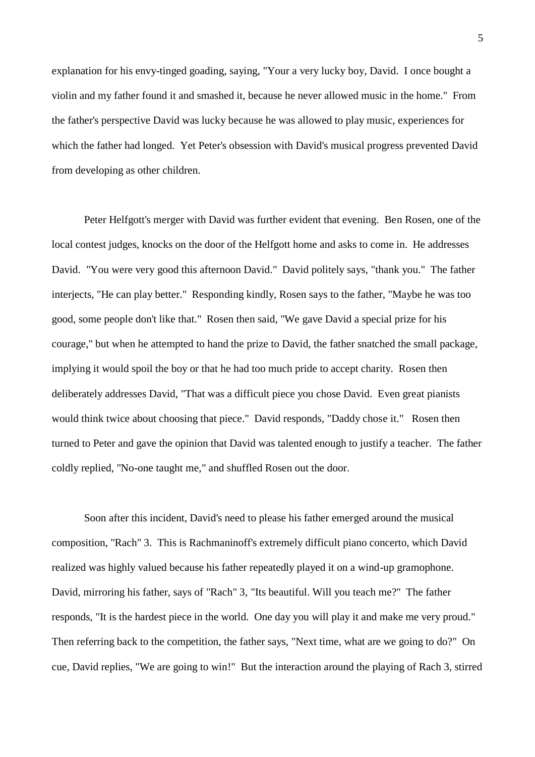explanation for his envy-tinged goading, saying, "Your a very lucky boy, David. I once bought a violin and my father found it and smashed it, because he never allowed music in the home." From the father's perspective David was lucky because he was allowed to play music, experiences for which the father had longed. Yet Peter's obsession with David's musical progress prevented David from developing as other children.

Peter Helfgott's merger with David was further evident that evening. Ben Rosen, one of the local contest judges, knocks on the door of the Helfgott home and asks to come in. He addresses David. "You were very good this afternoon David." David politely says, "thank you." The father interjects, "He can play better." Responding kindly, Rosen says to the father, "Maybe he was too good, some people don't like that." Rosen then said, "We gave David a special prize for his courage," but when he attempted to hand the prize to David, the father snatched the small package, implying it would spoil the boy or that he had too much pride to accept charity. Rosen then deliberately addresses David, "That was a difficult piece you chose David. Even great pianists would think twice about choosing that piece." David responds, "Daddy chose it." Rosen then turned to Peter and gave the opinion that David was talented enough to justify a teacher. The father coldly replied, "No-one taught me," and shuffled Rosen out the door.

Soon after this incident, David's need to please his father emerged around the musical composition, "Rach" 3. This is Rachmaninoff's extremely difficult piano concerto, which David realized was highly valued because his father repeatedly played it on a wind-up gramophone. David, mirroring his father, says of "Rach" 3, "Its beautiful. Will you teach me?" The father responds, "It is the hardest piece in the world. One day you will play it and make me very proud." Then referring back to the competition, the father says, "Next time, what are we going to do?" On cue, David replies, "We are going to win!" But the interaction around the playing of Rach 3, stirred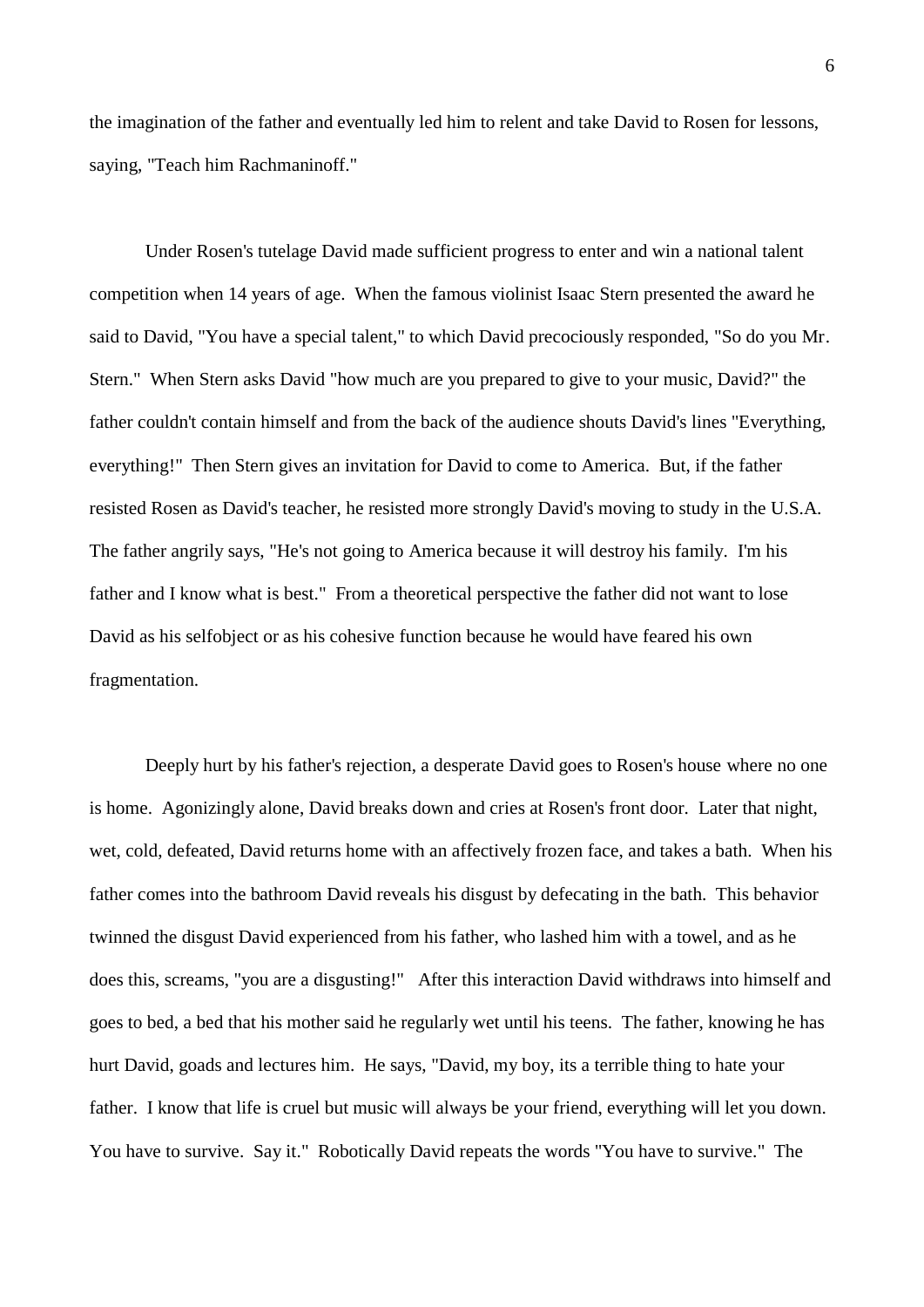the imagination of the father and eventually led him to relent and take David to Rosen for lessons, saying, "Teach him Rachmaninoff."

Under Rosen's tutelage David made sufficient progress to enter and win a national talent competition when 14 years of age. When the famous violinist Isaac Stern presented the award he said to David, "You have a special talent," to which David precociously responded, "So do you Mr. Stern." When Stern asks David "how much are you prepared to give to your music, David?" the father couldn't contain himself and from the back of the audience shouts David's lines "Everything, everything!" Then Stern gives an invitation for David to come to America. But, if the father resisted Rosen as David's teacher, he resisted more strongly David's moving to study in the U.S.A. The father angrily says, "He's not going to America because it will destroy his family. I'm his father and I know what is best." From a theoretical perspective the father did not want to lose David as his selfobject or as his cohesive function because he would have feared his own fragmentation.

Deeply hurt by his father's rejection, a desperate David goes to Rosen's house where no one is home. Agonizingly alone, David breaks down and cries at Rosen's front door. Later that night, wet, cold, defeated, David returns home with an affectively frozen face, and takes a bath. When his father comes into the bathroom David reveals his disgust by defecating in the bath. This behavior twinned the disgust David experienced from his father, who lashed him with a towel, and as he does this, screams, "you are a disgusting!" After this interaction David withdraws into himself and goes to bed, a bed that his mother said he regularly wet until his teens. The father, knowing he has hurt David, goads and lectures him. He says, "David, my boy, its a terrible thing to hate your father. I know that life is cruel but music will always be your friend, everything will let you down. You have to survive. Say it." Robotically David repeats the words "You have to survive." The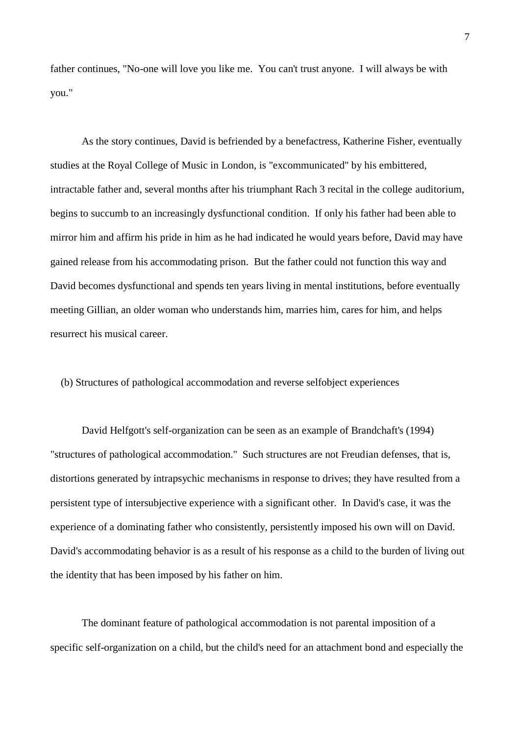father continues, "No-one will love you like me. You can't trust anyone. I will always be with you."

As the story continues, David is befriended by a benefactress, Katherine Fisher, eventually studies at the Royal College of Music in London, is "excommunicated" by his embittered, intractable father and, several months after his triumphant Rach 3 recital in the college auditorium, begins to succumb to an increasingly dysfunctional condition. If only his father had been able to mirror him and affirm his pride in him as he had indicated he would years before, David may have gained release from his accommodating prison. But the father could not function this way and David becomes dysfunctional and spends ten years living in mental institutions, before eventually meeting Gillian, an older woman who understands him, marries him, cares for him, and helps resurrect his musical career.

(b) Structures of pathological accommodation and reverse selfobject experiences

David Helfgott's self-organization can be seen as an example of Brandchaft's (1994) "structures of pathological accommodation." Such structures are not Freudian defenses, that is, distortions generated by intrapsychic mechanisms in response to drives; they have resulted from a persistent type of intersubjective experience with a significant other. In David's case, it was the experience of a dominating father who consistently, persistently imposed his own will on David. David's accommodating behavior is as a result of his response as a child to the burden of living out the identity that has been imposed by his father on him.

The dominant feature of pathological accommodation is not parental imposition of a specific self-organization on a child, but the child's need for an attachment bond and especially the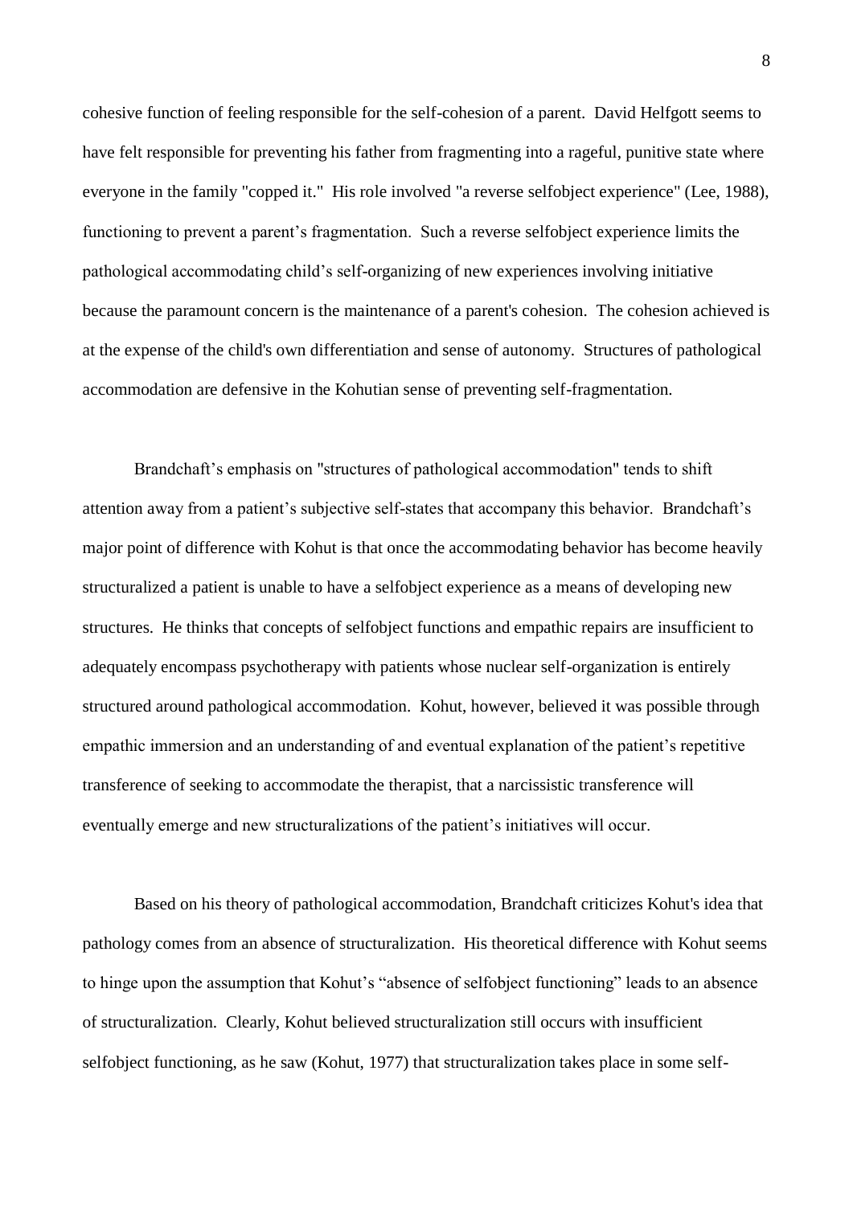cohesive function of feeling responsible for the self-cohesion of a parent. David Helfgott seems to have felt responsible for preventing his father from fragmenting into a rageful, punitive state where everyone in the family "copped it." His role involved "a reverse selfobject experience" (Lee, 1988), functioning to prevent a parent's fragmentation. Such a reverse selfobject experience limits the pathological accommodating child's self-organizing of new experiences involving initiative because the paramount concern is the maintenance of a parent's cohesion. The cohesion achieved is at the expense of the child's own differentiation and sense of autonomy. Structures of pathological accommodation are defensive in the Kohutian sense of preventing self-fragmentation.

Brandchaft's emphasis on "structures of pathological accommodation" tends to shift attention away from a patient's subjective self-states that accompany this behavior. Brandchaft's major point of difference with Kohut is that once the accommodating behavior has become heavily structuralized a patient is unable to have a selfobject experience as a means of developing new structures. He thinks that concepts of selfobject functions and empathic repairs are insufficient to adequately encompass psychotherapy with patients whose nuclear self-organization is entirely structured around pathological accommodation. Kohut, however, believed it was possible through empathic immersion and an understanding of and eventual explanation of the patient's repetitive transference of seeking to accommodate the therapist, that a narcissistic transference will eventually emerge and new structuralizations of the patient's initiatives will occur.

Based on his theory of pathological accommodation, Brandchaft criticizes Kohut's idea that pathology comes from an absence of structuralization. His theoretical difference with Kohut seems to hinge upon the assumption that Kohut's "absence of selfobject functioning" leads to an absence of structuralization. Clearly, Kohut believed structuralization still occurs with insufficient selfobject functioning, as he saw (Kohut, 1977) that structuralization takes place in some self-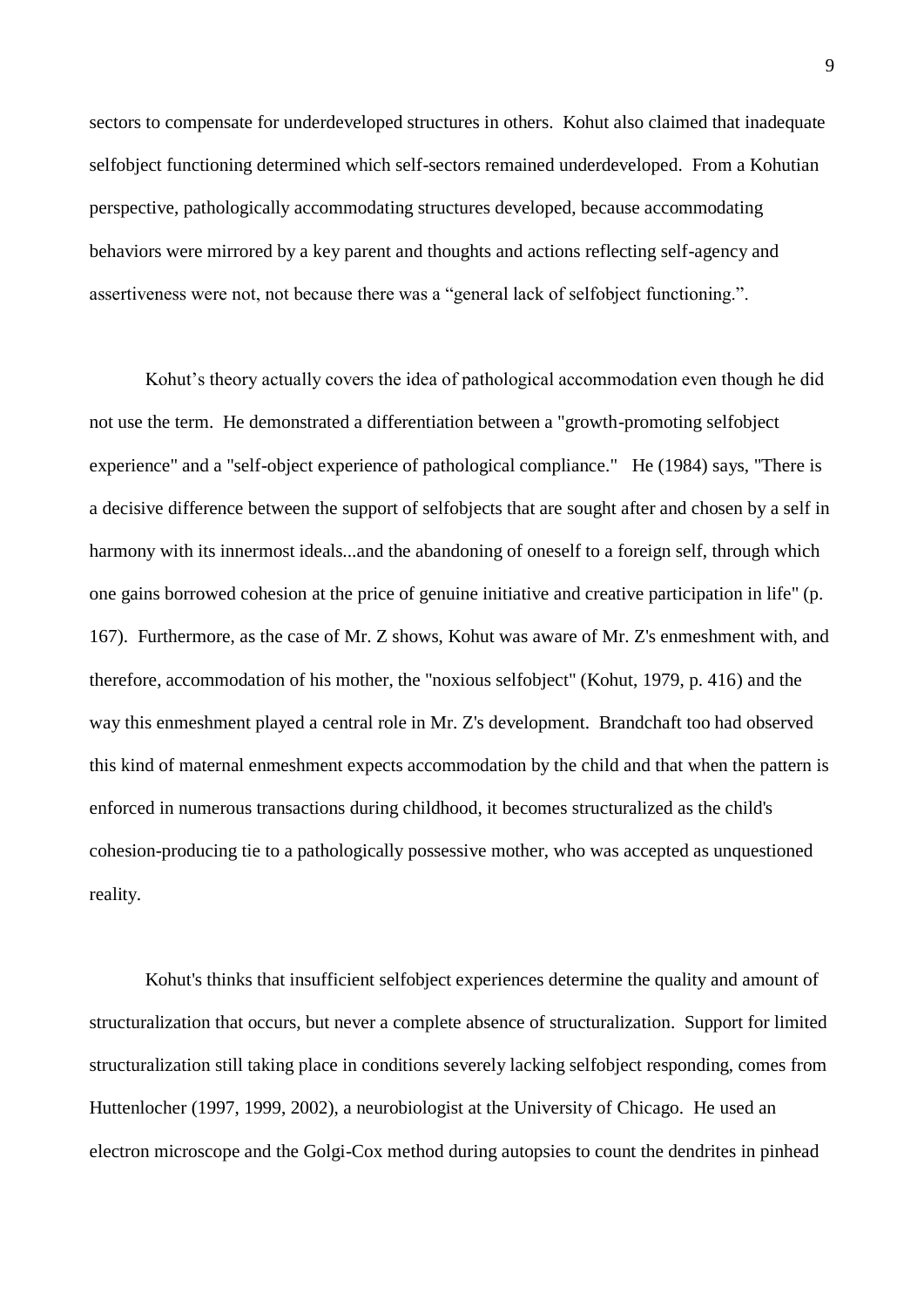sectors to compensate for underdeveloped structures in others. Kohut also claimed that inadequate selfobject functioning determined which self-sectors remained underdeveloped. From a Kohutian perspective, pathologically accommodating structures developed, because accommodating behaviors were mirrored by a key parent and thoughts and actions reflecting self-agency and assertiveness were not, not because there was a "general lack of selfobject functioning.".

Kohut's theory actually covers the idea of pathological accommodation even though he did not use the term. He demonstrated a differentiation between a "growth-promoting selfobject experience" and a "self-object experience of pathological compliance." He (1984) says, "There is a decisive difference between the support of selfobjects that are sought after and chosen by a self in harmony with its innermost ideals...and the abandoning of oneself to a foreign self, through which one gains borrowed cohesion at the price of genuine initiative and creative participation in life" (p. 167). Furthermore, as the case of Mr. Z shows, Kohut was aware of Mr. Z's enmeshment with, and therefore, accommodation of his mother, the "noxious selfobject" (Kohut, 1979, p. 416) and the way this enmeshment played a central role in Mr. Z's development. Brandchaft too had observed this kind of maternal enmeshment expects accommodation by the child and that when the pattern is enforced in numerous transactions during childhood, it becomes structuralized as the child's cohesion-producing tie to a pathologically possessive mother, who was accepted as unquestioned reality.

Kohut's thinks that insufficient selfobject experiences determine the quality and amount of structuralization that occurs, but never a complete absence of structuralization. Support for limited structuralization still taking place in conditions severely lacking selfobject responding, comes from Huttenlocher (1997, 1999, 2002), a neurobiologist at the University of Chicago. He used an electron microscope and the Golgi-Cox method during autopsies to count the dendrites in pinhead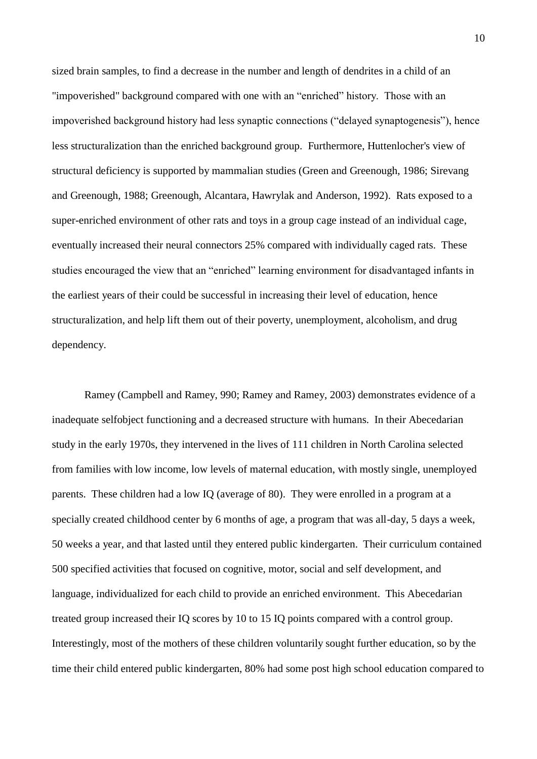sized brain samples, to find a decrease in the number and length of dendrites in a child of an "impoverished" background compared with one with an "enriched" history. Those with an impoverished background history had less synaptic connections ("delayed synaptogenesis"), hence less structuralization than the enriched background group. Furthermore, Huttenlocher's view of structural deficiency is supported by mammalian studies (Green and Greenough, 1986; Sirevang and Greenough, 1988; Greenough, Alcantara, Hawrylak and Anderson, 1992). Rats exposed to a super-enriched environment of other rats and toys in a group cage instead of an individual cage, eventually increased their neural connectors 25% compared with individually caged rats. These studies encouraged the view that an "enriched" learning environment for disadvantaged infants in the earliest years of their could be successful in increasing their level of education, hence structuralization, and help lift them out of their poverty, unemployment, alcoholism, and drug dependency.

Ramey (Campbell and Ramey, 990; Ramey and Ramey, 2003) demonstrates evidence of a inadequate selfobject functioning and a decreased structure with humans. In their Abecedarian study in the early 1970s, they intervened in the lives of 111 children in North Carolina selected from families with low income, low levels of maternal education, with mostly single, unemployed parents. These children had a low IQ (average of 80). They were enrolled in a program at a specially created childhood center by 6 months of age, a program that was all-day, 5 days a week, 50 weeks a year, and that lasted until they entered public kindergarten. Their curriculum contained 500 specified activities that focused on cognitive, motor, social and self development, and language, individualized for each child to provide an enriched environment. This Abecedarian treated group increased their IQ scores by 10 to 15 IQ points compared with a control group. Interestingly, most of the mothers of these children voluntarily sought further education, so by the time their child entered public kindergarten, 80% had some post high school education compared to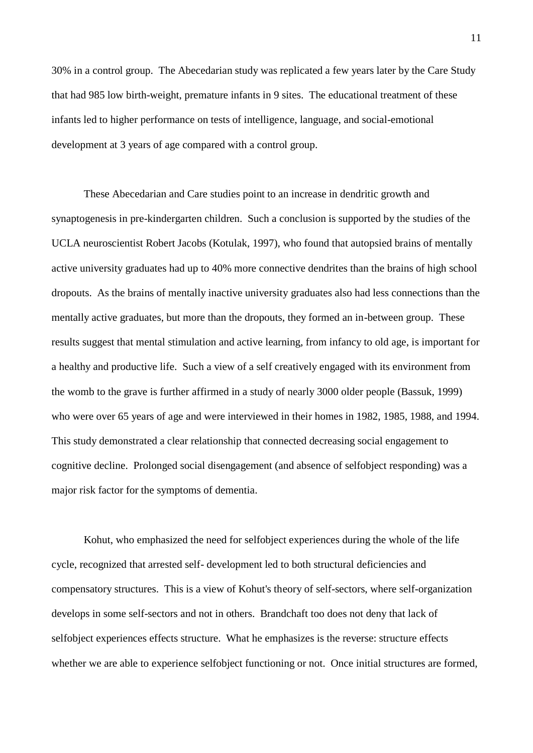30% in a control group. The Abecedarian study was replicated a few years later by the Care Study that had 985 low birth-weight, premature infants in 9 sites. The educational treatment of these infants led to higher performance on tests of intelligence, language, and social-emotional development at 3 years of age compared with a control group.

These Abecedarian and Care studies point to an increase in dendritic growth and synaptogenesis in pre-kindergarten children. Such a conclusion is supported by the studies of the UCLA neuroscientist Robert Jacobs (Kotulak, 1997), who found that autopsied brains of mentally active university graduates had up to 40% more connective dendrites than the brains of high school dropouts. As the brains of mentally inactive university graduates also had less connections than the mentally active graduates, but more than the dropouts, they formed an in-between group. These results suggest that mental stimulation and active learning, from infancy to old age, is important for a healthy and productive life. Such a view of a self creatively engaged with its environment from the womb to the grave is further affirmed in a study of nearly 3000 older people (Bassuk, 1999) who were over 65 years of age and were interviewed in their homes in 1982, 1985, 1988, and 1994. This study demonstrated a clear relationship that connected decreasing social engagement to cognitive decline. Prolonged social disengagement (and absence of selfobject responding) was a major risk factor for the symptoms of dementia.

Kohut, who emphasized the need for selfobject experiences during the whole of the life cycle, recognized that arrested self- development led to both structural deficiencies and compensatory structures. This is a view of Kohut's theory of self-sectors, where self-organization develops in some self-sectors and not in others. Brandchaft too does not deny that lack of selfobject experiences effects structure. What he emphasizes is the reverse: structure effects whether we are able to experience selfobject functioning or not. Once initial structures are formed,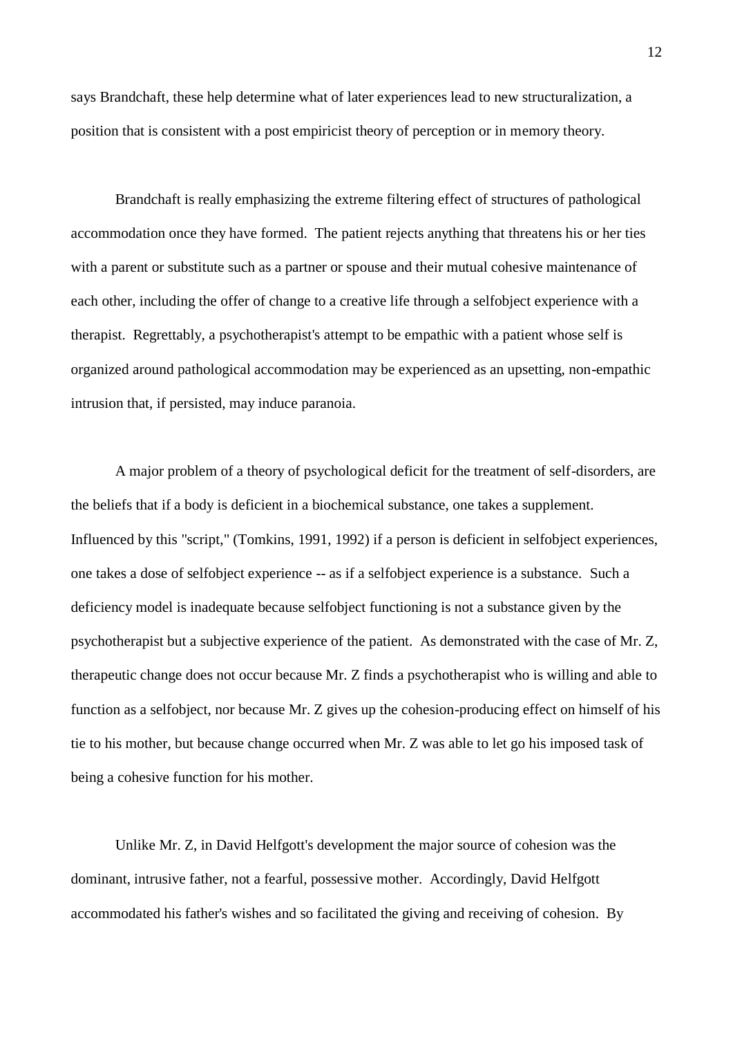says Brandchaft, these help determine what of later experiences lead to new structuralization, a position that is consistent with a post empiricist theory of perception or in memory theory.

Brandchaft is really emphasizing the extreme filtering effect of structures of pathological accommodation once they have formed. The patient rejects anything that threatens his or her ties with a parent or substitute such as a partner or spouse and their mutual cohesive maintenance of each other, including the offer of change to a creative life through a selfobject experience with a therapist. Regrettably, a psychotherapist's attempt to be empathic with a patient whose self is organized around pathological accommodation may be experienced as an upsetting, non-empathic intrusion that, if persisted, may induce paranoia.

A major problem of a theory of psychological deficit for the treatment of self-disorders, are the beliefs that if a body is deficient in a biochemical substance, one takes a supplement. Influenced by this "script," (Tomkins, 1991, 1992) if a person is deficient in selfobject experiences, one takes a dose of selfobject experience -- as if a selfobject experience is a substance. Such a deficiency model is inadequate because selfobject functioning is not a substance given by the psychotherapist but a subjective experience of the patient. As demonstrated with the case of Mr. Z, therapeutic change does not occur because Mr. Z finds a psychotherapist who is willing and able to function as a selfobject, nor because Mr. Z gives up the cohesion-producing effect on himself of his tie to his mother, but because change occurred when Mr. Z was able to let go his imposed task of being a cohesive function for his mother.

Unlike Mr. Z, in David Helfgott's development the major source of cohesion was the dominant, intrusive father, not a fearful, possessive mother. Accordingly, David Helfgott accommodated his father's wishes and so facilitated the giving and receiving of cohesion. By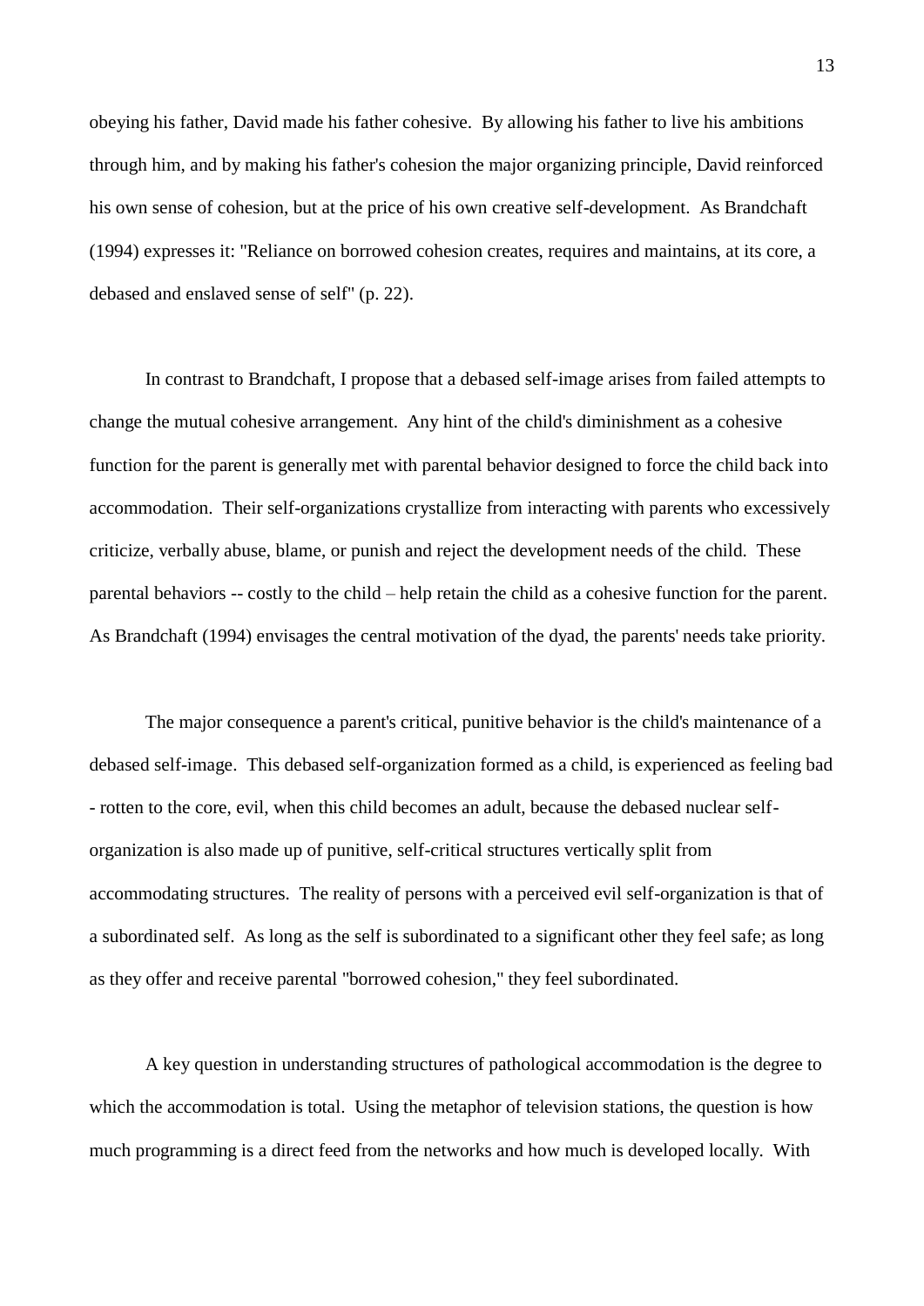obeying his father, David made his father cohesive. By allowing his father to live his ambitions through him, and by making his father's cohesion the major organizing principle, David reinforced his own sense of cohesion, but at the price of his own creative self-development. As Brandchaft (1994) expresses it: "Reliance on borrowed cohesion creates, requires and maintains, at its core, a debased and enslaved sense of self" (p. 22).

In contrast to Brandchaft, I propose that a debased self-image arises from failed attempts to change the mutual cohesive arrangement. Any hint of the child's diminishment as a cohesive function for the parent is generally met with parental behavior designed to force the child back into accommodation. Their self-organizations crystallize from interacting with parents who excessively criticize, verbally abuse, blame, or punish and reject the development needs of the child. These parental behaviors -- costly to the child – help retain the child as a cohesive function for the parent. As Brandchaft (1994) envisages the central motivation of the dyad, the parents' needs take priority.

The major consequence a parent's critical, punitive behavior is the child's maintenance of a debased self-image. This debased self-organization formed as a child, is experienced as feeling bad - rotten to the core, evil, when this child becomes an adult, because the debased nuclear self-organization is also made up of punitive, self-critical structures vertically split from accommodating structures. The reality of persons with a perceived evil self-organization is that of a subordinated self. As long as the self is subordinated to a significant other they feel safe; as long as they offer and receive parental "borrowed cohesion," they feel subordinated.

A key question in understanding structures of pathological accommodation is the degree to which the accommodation is total. Using the metaphor of television stations, the question is how much programming is a direct feed from the networks and how much is developed locally. With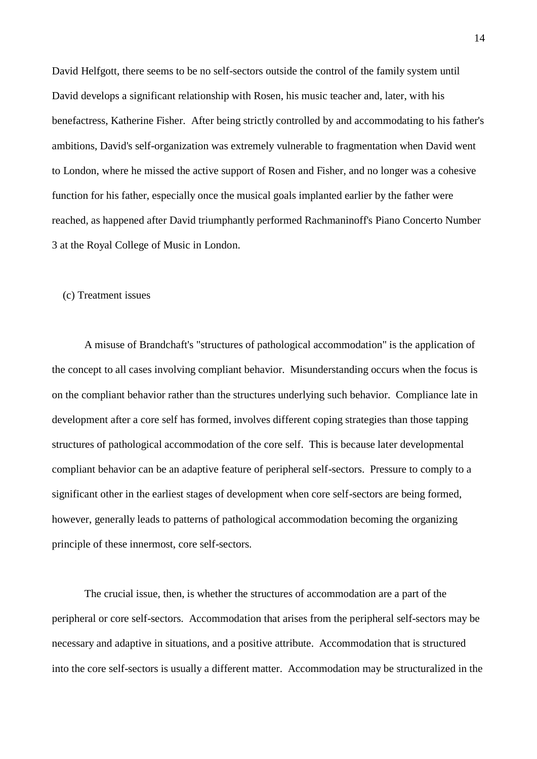David Helfgott, there seems to be no self-sectors outside the control of the family system until David develops a significant relationship with Rosen, his music teacher and, later, with his benefactress, Katherine Fisher. After being strictly controlled by and accommodating to his father's ambitions, David's self-organization was extremely vulnerable to fragmentation when David went to London, where he missed the active support of Rosen and Fisher, and no longer was a cohesive function for his father, especially once the musical goals implanted earlier by the father were reached, as happened after David triumphantly performed Rachmaninoff's Piano Concerto Number 3 at the Royal College of Music in London.

(c) Treatment issues

A misuse of Brandchaft's "structures of pathological accommodation" is the application of the concept to all cases involving compliant behavior. Misunderstanding occurs when the focus is on the compliant behavior rather than the structures underlying such behavior. Compliance late in development after a core self has formed, involves different coping strategies than those tapping structures of pathological accommodation of the core self. This is because later developmental compliant behavior can be an adaptive feature of peripheral self-sectors. Pressure to comply to a significant other in the earliest stages of development when core self-sectors are being formed, however, generally leads to patterns of pathological accommodation becoming the organizing principle of these innermost, core self-sectors.

The crucial issue, then, is whether the structures of accommodation are a part of the peripheral or core self-sectors. Accommodation that arises from the peripheral self-sectors may be necessary and adaptive in situations, and a positive attribute. Accommodation that is structured into the core self-sectors is usually a different matter. Accommodation may be structuralized in the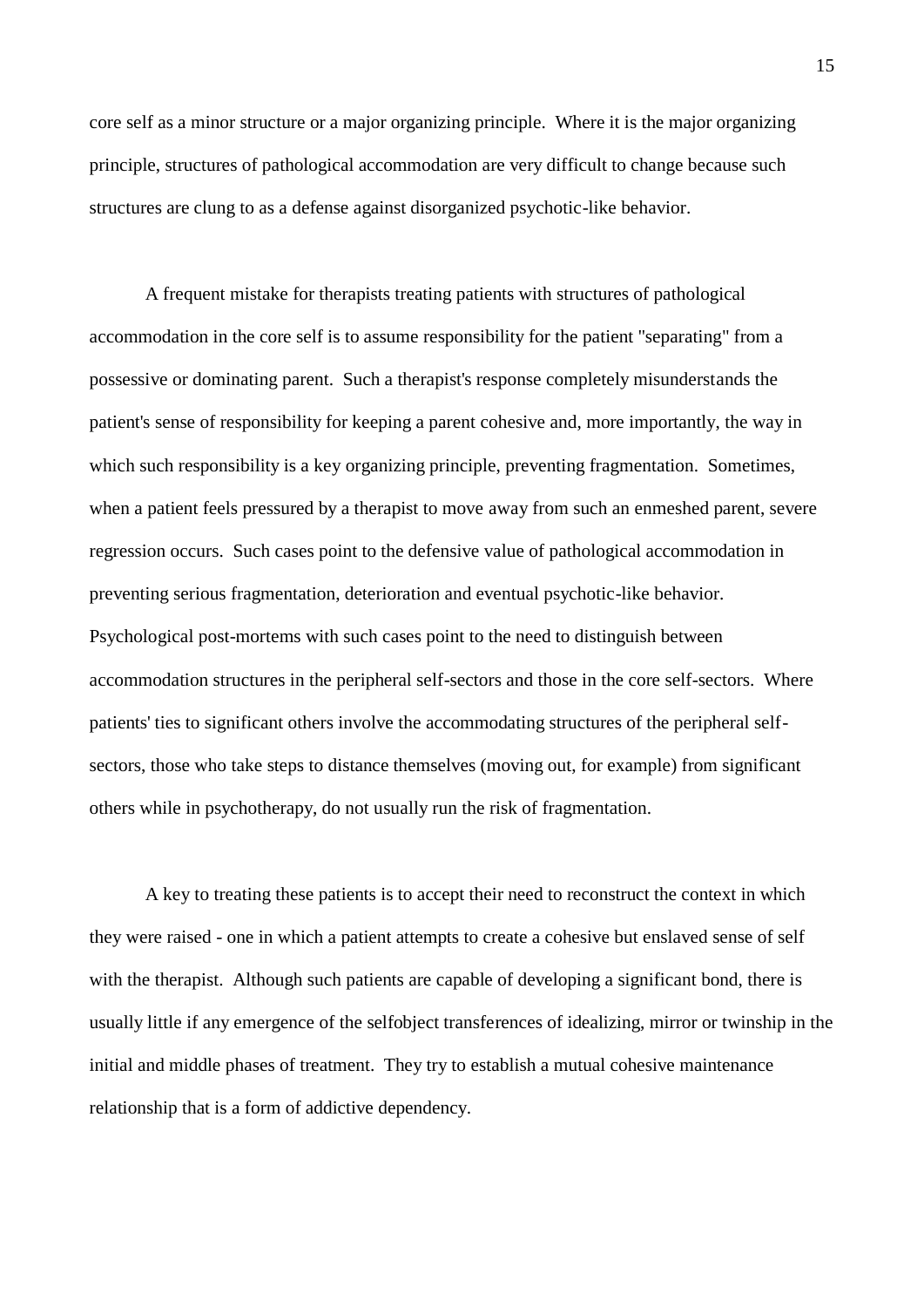core self as a minor structure or a major organizing principle. Where it is the major organizing principle, structures of pathological accommodation are very difficult to change because such structures are clung to as a defense against disorganized psychotic-like behavior.

A frequent mistake for therapists treating patients with structures of pathological accommodation in the core self is to assume responsibility for the patient "separating" from a possessive or dominating parent. Such a therapist's response completely misunderstands the patient's sense of responsibility for keeping a parent cohesive and, more importantly, the way in which such responsibility is a key organizing principle, preventing fragmentation. Sometimes, when a patient feels pressured by a therapist to move away from such an enmeshed parent, severe regression occurs. Such cases point to the defensive value of pathological accommodation in preventing serious fragmentation, deterioration and eventual psychotic-like behavior. Psychological post-mortems with such cases point to the need to distinguish between accommodation structures in the peripheral self-sectors and those in the core self-sectors. Where patients' ties to significant others involve the accommodating structures of the peripheral self-sectors, those who take steps to distance themselves (moving out, for example) from significant others while in psychotherapy, do not usually run the risk of fragmentation.

A key to treating these patients is to accept their need to reconstruct the context in which they were raised - one in which a patient attempts to create a cohesive but enslaved sense of self with the therapist. Although such patients are capable of developing a significant bond, there is usually little if any emergence of the selfobject transferences of idealizing, mirror or twinship in the initial and middle phases of treatment. They try to establish a mutual cohesive maintenance relationship that is a form of addictive dependency.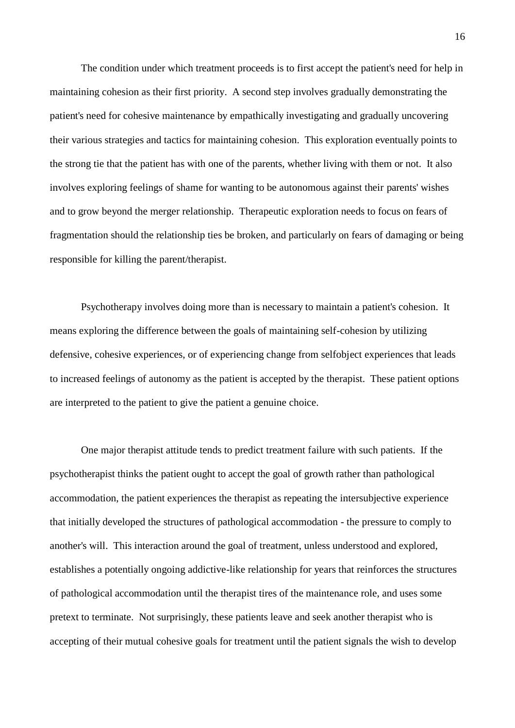The condition under which treatment proceeds is to first accept the patient's need for help in maintaining cohesion as their first priority. A second step involves gradually demonstrating the patient's need for cohesive maintenance by empathically investigating and gradually uncovering their various strategies and tactics for maintaining cohesion. This exploration eventually points to the strong tie that the patient has with one of the parents, whether living with them or not. It also involves exploring feelings of shame for wanting to be autonomous against their parents' wishes and to grow beyond the merger relationship. Therapeutic exploration needs to focus on fears of fragmentation should the relationship ties be broken, and particularly on fears of damaging or being responsible for killing the parent/therapist.

Psychotherapy involves doing more than is necessary to maintain a patient's cohesion. It means exploring the difference between the goals of maintaining self-cohesion by utilizing defensive, cohesive experiences, or of experiencing change from selfobject experiences that leads to increased feelings of autonomy as the patient is accepted by the therapist. These patient options are interpreted to the patient to give the patient a genuine choice.

One major therapist attitude tends to predict treatment failure with such patients. If the psychotherapist thinks the patient ought to accept the goal of growth rather than pathological accommodation, the patient experiences the therapist as repeating the intersubjective experience that initially developed the structures of pathological accommodation - the pressure to comply to another's will. This interaction around the goal of treatment, unless understood and explored, establishes a potentially ongoing addictive-like relationship for years that reinforces the structures of pathological accommodation until the therapist tires of the maintenance role, and uses some pretext to terminate. Not surprisingly, these patients leave and seek another therapist who is accepting of their mutual cohesive goals for treatment until the patient signals the wish to develop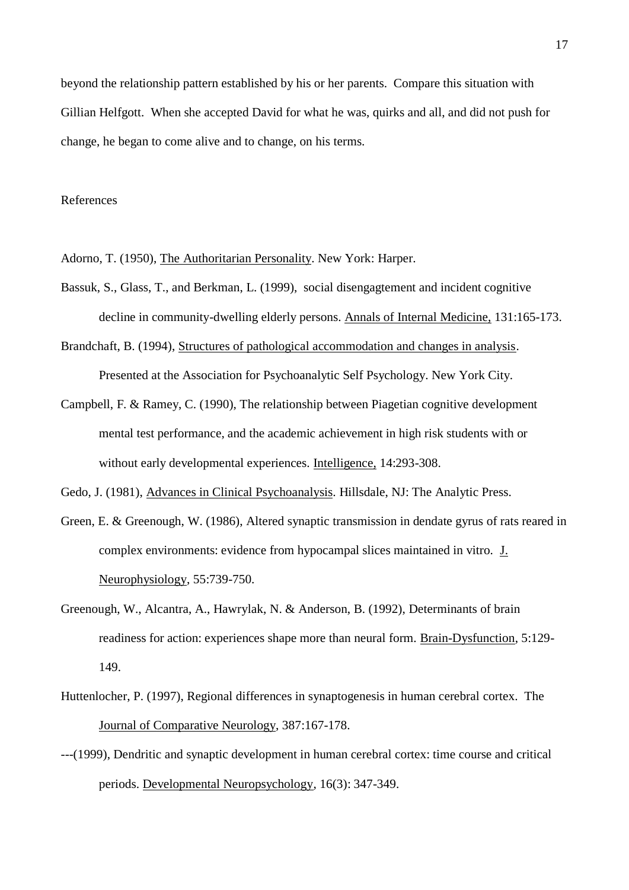beyond the relationship pattern established by his or her parents. Compare this situation with Gillian Helfgott. When she accepted David for what he was, quirks and all, and did not push for change, he began to come alive and to change, on his terms.

References

Adorno, T. (1950), The Authoritarian Personality. New York: Harper.

Bassuk, S., Glass, T., and Berkman, L. (1999), social disengagtement and incident cognitive decline in community-dwelling elderly persons. Annals of Internal Medicine, 131:165-173.

Brandchaft, B. (1994), Structures of pathological accommodation and changes in analysis. Presented at the Association for Psychoanalytic Self Psychology. New York City.

Campbell, F. & Ramey, C. (1990), The relationship between Piagetian cognitive development mental test performance, and the academic achievement in high risk students with or without early developmental experiences. Intelligence, 14:293-308.

Gedo, J. (1981), Advances in Clinical Psychoanalysis. Hillsdale, NJ: The Analytic Press.

Green, E. & Greenough, W. (1986), Altered synaptic transmission in dendate gyrus of rats reared in complex environments: evidence from hypocampal slices maintained in vitro. J. Neurophysiology, 55:739-750.

Greenough, W., Alcantra, A., Hawrylak, N. & Anderson, B. (1992), Determinants of brain readiness for action: experiences shape more than neural form. Brain-Dysfunction, 5:129-149.

Huttenlocher, P. (1997), Regional differences in synaptogenesis in human cerebral cortex. The Journal of Comparative Neurology, 387:167-178.

---(1999), Dendritic and synaptic development in human cerebral cortex: time course and critical periods. Developmental Neuropsychology, 16(3): 347-349.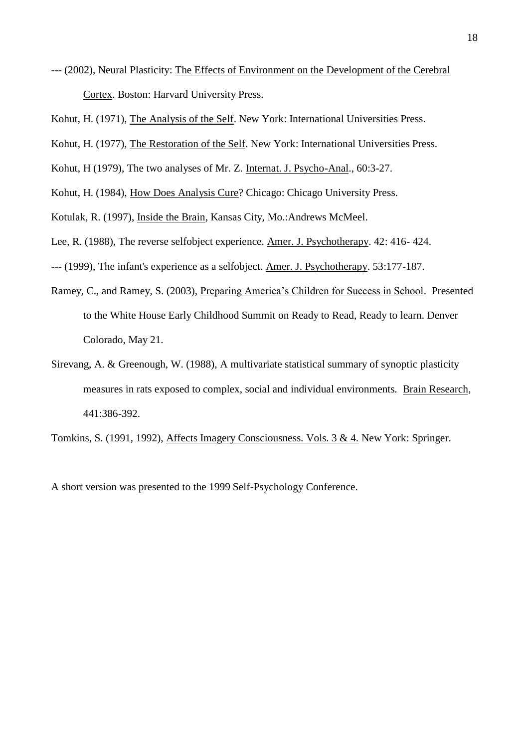--- (2002), Neural Plasticity: The Effects of Environment on the Development of the Cerebral Cortex. Boston: Harvard University Press.

Kohut, H. (1971), The Analysis of the Self. New York: International Universities Press.

Kohut, H. (1977), The Restoration of the Self. New York: International Universities Press.

Kohut, H (1979), The two analyses of Mr. Z. Internat. J. Psycho-Anal., 60:3-27.

Kohut, H. (1984), How Does Analysis Cure? Chicago: Chicago University Press.

Kotulak, R. (1997), Inside the Brain, Kansas City, Mo.:Andrews McMeel.

Lee, R. (1988), The reverse selfobject experience. Amer. J. Psychotherapy. 42: 416- 424.

--- (1999), The infant's experience as a selfobject. Amer. J. Psychotherapy. 53:177-187.

Ramey, C., and Ramey, S. (2003), Preparing America's Children for Success in School. Presented to the White House Early Childhood Summit on Ready to Read, Ready to learn. Denver Colorado, May 21.

Sirevang, A. & Greenough, W. (1988), A multivariate statistical summary of synoptic plasticity measures in rats exposed to complex, social and individual environments. Brain Research, 441:386-392.

Tomkins, S. (1991, 1992), Affects Imagery Consciousness. Vols. 3 & 4. New York: Springer.

A short version was presented to the 1999 Self-Psychology Conference.